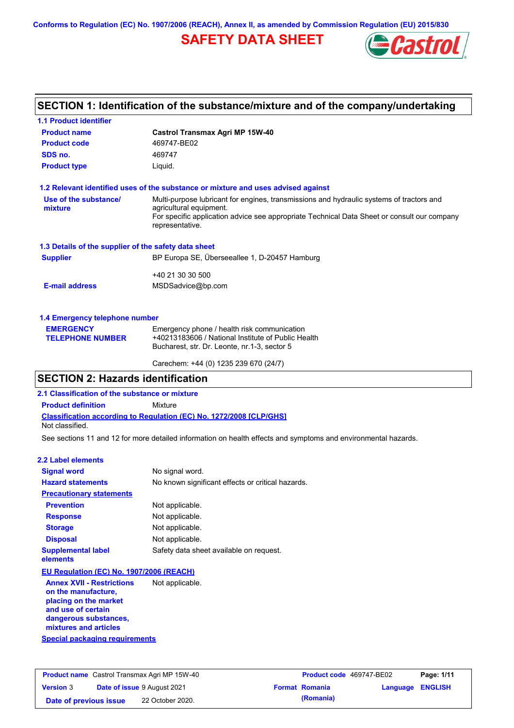Conforms to Regulation (EC) No. 1907/2006 (REACH), Annex II, as amended by Commission Regulation (EU) 2015/830

# SAFETY DATA SHEET

## SECTION 1: Identification of the substance/mixture and of the company/undertaking

### 1.1 Product identifier

| | |
|---|---|
| **Product name** | **Castrol Transmax Agri MP 15W-40** |
| **Product code** | 469747-BE02 |
| **SDS no.** | 469747 |
| **Product type** | Liquid. |

### 1.2 Relevant identified uses of the substance or mixture and uses advised against

| | |
|---|---|
| **Use of the substance/ mixture** | Multi-purpose lubricant for engines, transmissions and hydraulic systems of tractors and agricultural equipment. For specific application advice see appropriate Technical Data Sheet or consult our company representative. |

### 1.3 Details of the supplier of the safety data sheet

| | |
|---|---|
| **Supplier** | BP Europa SE, Überseeallee 1, D-20457 Hamburg<br><br>+40 21 30 30 500 |
| **E-mail address** | MSDSadvice@bp.com |

### 1.4 Emergency telephone number

| | |
|---|---|
| **EMERGENCY TELEPHONE NUMBER** | Emergency phone / health risk communication +40213183606 / National Institute of Public Health Bucharest, str. Dr. Leonte, nr.1-3, sector 5<br><br>Carechem: +44 (0) 1235 239 670 (24/7) |

## SECTION 2: Hazards identification

### 2.1 Classification of the substance or mixture

**Product definition** Mixture

**Classification according to Regulation (EC) No. 1272/2008 [CLP/GHS]**

Not classified.

See sections 11 and 12 for more detailed information on health effects and symptoms and environmental hazards.

### 2.2 Label elements

| | |
|---|---|
| **Signal word** | No signal word. |
| **Hazard statements** | No known significant effects or critical hazards. |
| **Precautionary statements** | |
| **Prevention** | Not applicable. |
| **Response** | Not applicable. |
| **Storage** | Not applicable. |
| **Disposal** | Not applicable. |
| **Supplemental label elements** | Safety data sheet available on request. |

**EU Regulation (EC) No. 1907/2006 (REACH)**

| | |
|---|---|
| **Annex XVII - Restrictions on the manufacture, placing on the market and use of certain dangerous substances, mixtures and articles** | Not applicable. |

**Special packaging requirements**

| | | | | |
|---|---|---|---|---|
| **Product name** Castrol Transmax Agri MP 15W-40 | | **Product code** 469747-BE02 | | |
| **Version** 3 | **Date of issue** 9 August 2021 | **Format** Romania (Romania) | **Language** ENGLISH | |
| **Date of previous issue** | 22 October 2020. | | | |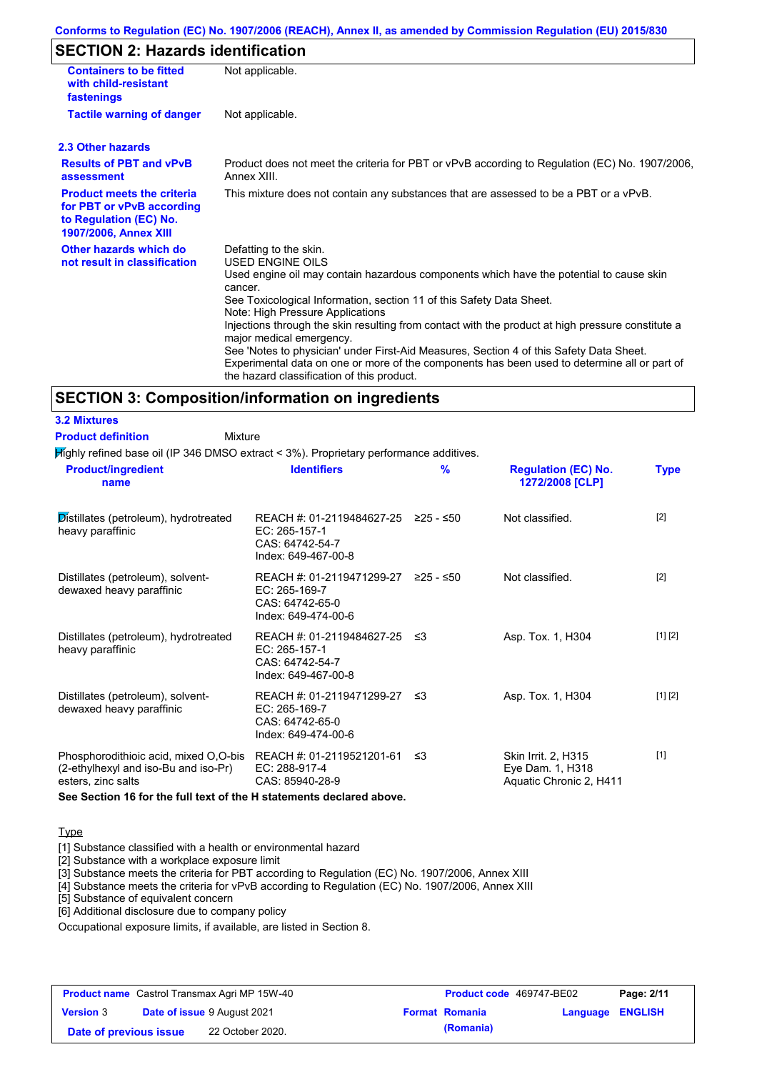## SECTION 2: Hazards identification

| | |
|---|---|
| **Containers to be fitted with child-resistant fastenings** | Not applicable. |
| **Tactile warning of danger** | Not applicable. |

### 2.3 Other hazards

| | |
|---|---|
| **Results of PBT and vPvB assessment** | Product does not meet the criteria for PBT or vPvB according to Regulation (EC) No. 1907/2006, Annex XIII. |
| **Product meets the criteria for PBT or vPvB according to Regulation (EC) No. 1907/2006, Annex XIII** | This mixture does not contain any substances that are assessed to be a PBT or a vPvB. |
| **Other hazards which do not result in classification** | Defatting to the skin.<br>USED ENGINE OILS<br>Used engine oil may contain hazardous components which have the potential to cause skin cancer.<br>See Toxicological Information, section 11 of this Safety Data Sheet.<br>Note: High Pressure Applications<br>Injections through the skin resulting from contact with the product at high pressure constitute a major medical emergency.<br>See 'Notes to physician' under First-Aid Measures, Section 4 of this Safety Data Sheet.<br>Experimental data on one or more of the components has been used to determine all or part of the hazard classification of this product. |

## SECTION 3: Composition/information on ingredients

### 3.2 Mixtures

**Product definition** Mixture

Highly refined base oil (IP 346 DMSO extract < 3%). Proprietary performance additives.

| Product/ingredient name | Identifiers | % | Regulation (EC) No. 1272/2008 [CLP] | Type |
|---|---|---|---|---|
| Distillates (petroleum), hydrotreated heavy paraffinic | REACH #: 01-2119484627-25<br>EC: 265-157-1<br>CAS: 64742-54-7<br>Index: 649-467-00-8 | ≥25 - ≤50 | Not classified. | [2] |
| Distillates (petroleum), solvent-dewaxed heavy paraffinic | REACH #: 01-2119471299-27<br>EC: 265-169-7<br>CAS: 64742-65-0<br>Index: 649-474-00-6 | ≥25 - ≤50 | Not classified. | [2] |
| Distillates (petroleum), hydrotreated heavy paraffinic | REACH #: 01-2119484627-25<br>EC: 265-157-1<br>CAS: 64742-54-7<br>Index: 649-467-00-8 | ≤3 | Asp. Tox. 1, H304 | [1] [2] |
| Distillates (petroleum), solvent-dewaxed heavy paraffinic | REACH #: 01-2119471299-27<br>EC: 265-169-7<br>CAS: 64742-65-0<br>Index: 649-474-00-6 | ≤3 | Asp. Tox. 1, H304 | [1] [2] |
| Phosphorodithioic acid, mixed O,O-bis (2-ethylhexyl and iso-Bu and iso-Pr) esters, zinc salts | REACH #: 01-2119521201-61<br>EC: 288-917-4<br>CAS: 85940-28-9 | ≤3 | Skin Irrit. 2, H315<br>Eye Dam. 1, H318<br>Aquatic Chronic 2, H411 | [1] |

**See Section 16 for the full text of the H statements declared above.**

Type

[1] Substance classified with a health or environmental hazard
[2] Substance with a workplace exposure limit
[3] Substance meets the criteria for PBT according to Regulation (EC) No. 1907/2006, Annex XIII
[4] Substance meets the criteria for vPvB according to Regulation (EC) No. 1907/2006, Annex XIII
[5] Substance of equivalent concern
[6] Additional disclosure due to company policy

Occupational exposure limits, if available, are listed in Section 8.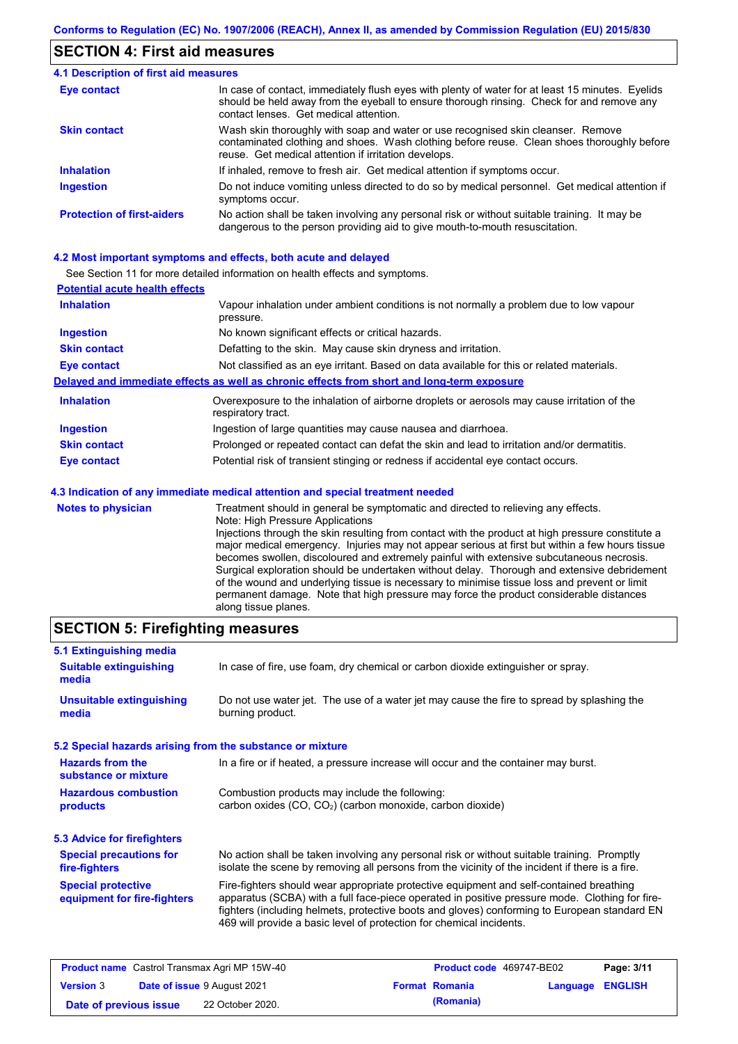## SECTION 4: First aid measures

### 4.1 Description of first aid measures

**Eye contact**
In case of contact, immediately flush eyes with plenty of water for at least 15 minutes. Eyelids should be held away from the eyeball to ensure thorough rinsing. Check for and remove any contact lenses. Get medical attention.

**Skin contact**
Wash skin thoroughly with soap and water or use recognised skin cleanser. Remove contaminated clothing and shoes. Wash clothing before reuse. Clean shoes thoroughly before reuse. Get medical attention if irritation develops.

**Inhalation**
If inhaled, remove to fresh air. Get medical attention if symptoms occur.

**Ingestion**
Do not induce vomiting unless directed to do so by medical personnel. Get medical attention if symptoms occur.

**Protection of first-aiders**
No action shall be taken involving any personal risk or without suitable training. It may be dangerous to the person providing aid to give mouth-to-mouth resuscitation.

### 4.2 Most important symptoms and effects, both acute and delayed

See Section 11 for more detailed information on health effects and symptoms.

**Potential acute health effects**

**Inhalation**
Vapour inhalation under ambient conditions is not normally a problem due to low vapour pressure.

**Ingestion**
No known significant effects or critical hazards.

**Skin contact**
Defatting to the skin. May cause skin dryness and irritation.

**Eye contact**
Not classified as an eye irritant. Based on data available for this or related materials.

**Delayed and immediate effects as well as chronic effects from short and long-term exposure**

**Inhalation**
Overexposure to the inhalation of airborne droplets or aerosols may cause irritation of the respiratory tract.

**Ingestion**
Ingestion of large quantities may cause nausea and diarrhoea.

**Skin contact**
Prolonged or repeated contact can defat the skin and lead to irritation and/or dermatitis.

**Eye contact**
Potential risk of transient stinging or redness if accidental eye contact occurs.

### 4.3 Indication of any immediate medical attention and special treatment needed

**Notes to physician**
Treatment should in general be symptomatic and directed to relieving any effects.
Note: High Pressure Applications
Injections through the skin resulting from contact with the product at high pressure constitute a major medical emergency. Injuries may not appear serious at first but within a few hours tissue becomes swollen, discoloured and extremely painful with extensive subcutaneous necrosis. Surgical exploration should be undertaken without delay. Thorough and extensive debridement of the wound and underlying tissue is necessary to minimise tissue loss and prevent or limit permanent damage. Note that high pressure may force the product considerable distances along tissue planes.

## SECTION 5: Firefighting measures

### 5.1 Extinguishing media

**Suitable extinguishing media**
In case of fire, use foam, dry chemical or carbon dioxide extinguisher or spray.

**Unsuitable extinguishing media**
Do not use water jet. The use of a water jet may cause the fire to spread by splashing the burning product.

### 5.2 Special hazards arising from the substance or mixture

**Hazards from the substance or mixture**
In a fire or if heated, a pressure increase will occur and the container may burst.

**Hazardous combustion products**
Combustion products may include the following:
carbon oxides (CO, $CO_2$) (carbon monoxide, carbon dioxide)

### 5.3 Advice for firefighters

**Special precautions for fire-fighters**
No action shall be taken involving any personal risk or without suitable training. Promptly isolate the scene by removing all persons from the vicinity of the incident if there is a fire.

**Special protective equipment for fire-fighters**
Fire-fighters should wear appropriate protective equipment and self-contained breathing apparatus (SCBA) with a full face-piece operated in positive pressure mode. Clothing for fire-fighters (including helmets, protective boots and gloves) conforming to European standard EN 469 will provide a basic level of protection for chemical incidents.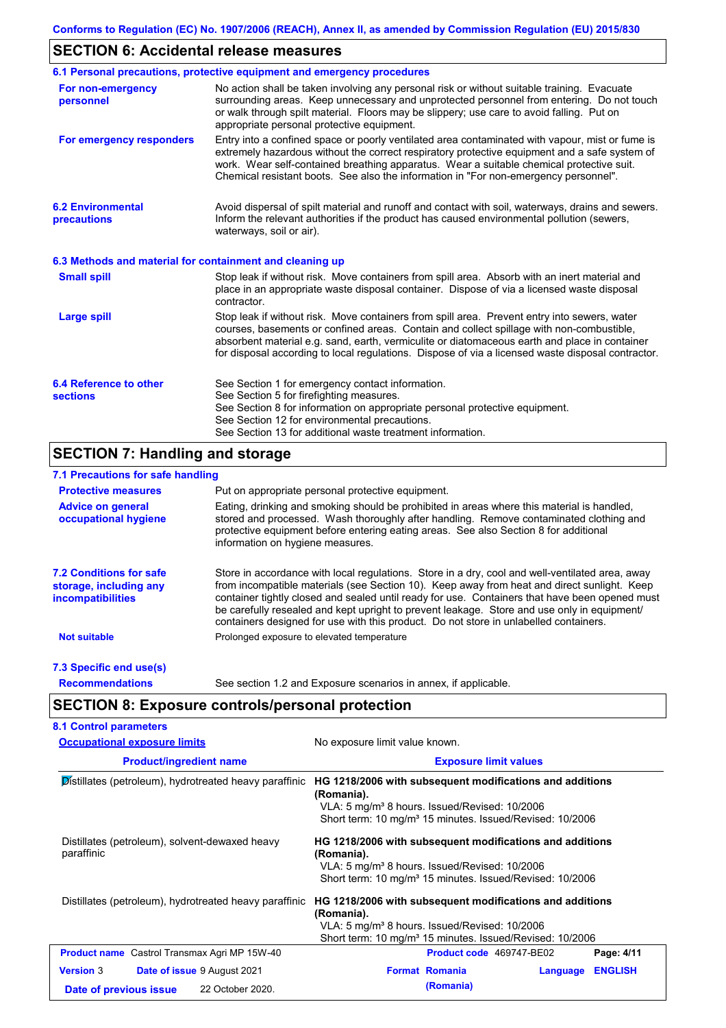Conforms to Regulation (EC) No. 1907/2006 (REACH), Annex II, as amended by Commission Regulation (EU) 2015/830

## SECTION 6: Accidental release measures

### 6.1 Personal precautions, protective equipment and emergency procedures

**For non-emergency personnel**
No action shall be taken involving any personal risk or without suitable training. Evacuate surrounding areas. Keep unnecessary and unprotected personnel from entering. Do not touch or walk through spilt material. Floors may be slippery; use care to avoid falling. Put on appropriate personal protective equipment.

**For emergency responders**
Entry into a confined space or poorly ventilated area contaminated with vapour, mist or fume is extremely hazardous without the correct respiratory protective equipment and a safe system of work. Wear self-contained breathing apparatus. Wear a suitable chemical protective suit. Chemical resistant boots. See also the information in "For non-emergency personnel".

### 6.2 Environmental precautions

Avoid dispersal of spilt material and runoff and contact with soil, waterways, drains and sewers. Inform the relevant authorities if the product has caused environmental pollution (sewers, waterways, soil or air).

### 6.3 Methods and material for containment and cleaning up

**Small spill**
Stop leak if without risk. Move containers from spill area. Absorb with an inert material and place in an appropriate waste disposal container. Dispose of via a licensed waste disposal contractor.

**Large spill**
Stop leak if without risk. Move containers from spill area. Prevent entry into sewers, water courses, basements or confined areas. Contain and collect spillage with non-combustible, absorbent material e.g. sand, earth, vermiculite or diatomaceous earth and place in container for disposal according to local regulations. Dispose of via a licensed waste disposal contractor.

### 6.4 Reference to other sections

See Section 1 for emergency contact information.
See Section 5 for firefighting measures.
See Section 8 for information on appropriate personal protective equipment.
See Section 12 for environmental precautions.
See Section 13 for additional waste treatment information.

## SECTION 7: Handling and storage

### 7.1 Precautions for safe handling

**Protective measures**
Put on appropriate personal protective equipment.

**Advice on general occupational hygiene**
Eating, drinking and smoking should be prohibited in areas where this material is handled, stored and processed. Wash thoroughly after handling. Remove contaminated clothing and protective equipment before entering eating areas. See also Section 8 for additional information on hygiene measures.

### 7.2 Conditions for safe storage, including any incompatibilities

Store in accordance with local regulations. Store in a dry, cool and well-ventilated area, away from incompatible materials (see Section 10). Keep away from heat and direct sunlight. Keep container tightly closed and sealed until ready for use. Containers that have been opened must be carefully resealed and kept upright to prevent leakage. Store and use only in equipment/ containers designed for use with this product. Do not store in unlabelled containers.

**Not suitable**
Prolonged exposure to elevated temperature

### 7.3 Specific end use(s)

**Recommendations**
See section 1.2 and Exposure scenarios in annex, if applicable.

## SECTION 8: Exposure controls/personal protection

### 8.1 Control parameters

**Occupational exposure limits**
No exposure limit value known.

| Product/ingredient name | Exposure limit values |
|---|---|
| Distillates (petroleum), hydrotreated heavy paraffinic | **HG 1218/2006 with subsequent modifications and additions (Romania).** VLA: 5 mg/m³ 8 hours. Issued/Revised: 10/2006 Short term: 10 mg/m³ 15 minutes. Issued/Revised: 10/2006 |
| Distillates (petroleum), solvent-dewaxed heavy paraffinic | **HG 1218/2006 with subsequent modifications and additions (Romania).** VLA: 5 mg/m³ 8 hours. Issued/Revised: 10/2006 Short term: 10 mg/m³ 15 minutes. Issued/Revised: 10/2006 |
| Distillates (petroleum), hydrotreated heavy paraffinic | **HG 1218/2006 with subsequent modifications and additions (Romania).** VLA: 5 mg/m³ 8 hours. Issued/Revised: 10/2006 Short term: 10 mg/m³ 15 minutes. Issued/Revised: 10/2006 |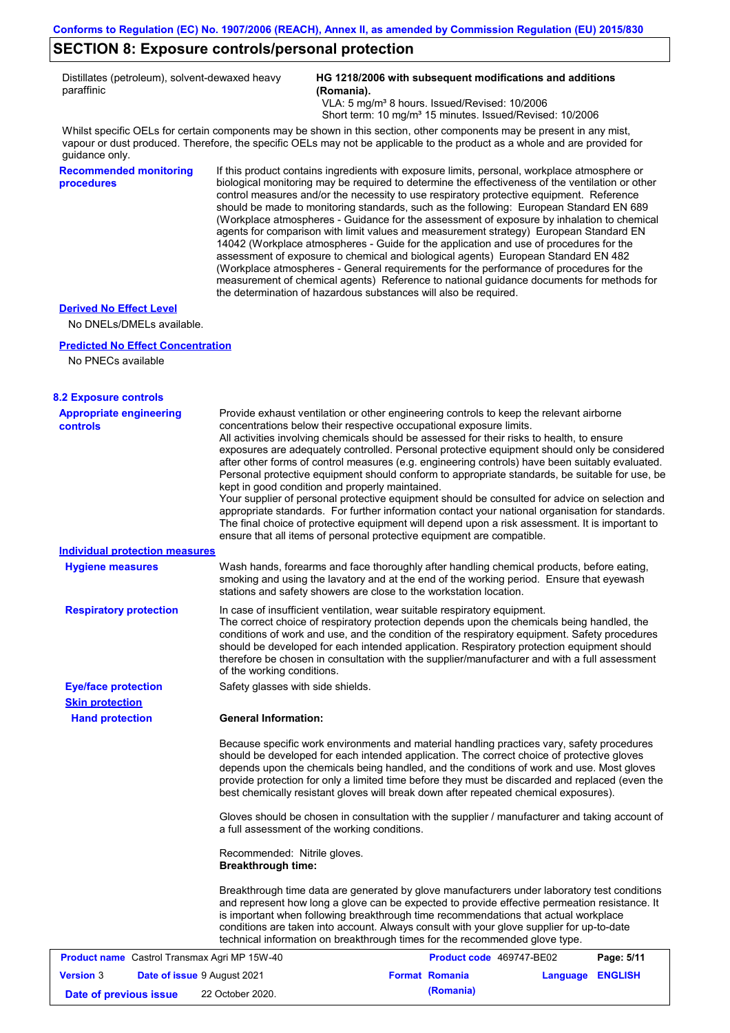## SECTION 8: Exposure controls/personal protection

| | |
|---|---|
| Distillates (petroleum), solvent-dewaxed heavy paraffinic | **HG 1218/2006 with subsequent modifications and additions (Romania).** VLA: 5 mg/m³ 8 hours. Issued/Revised: 10/2006 Short term: 10 mg/m³ 15 minutes. Issued/Revised: 10/2006 |

Whilst specific OELs for certain components may be shown in this section, other components may be present in any mist, vapour or dust produced. Therefore, the specific OELs may not be applicable to the product as a whole and are provided for guidance only.

**Recommended monitoring procedures**

If this product contains ingredients with exposure limits, personal, workplace atmosphere or biological monitoring may be required to determine the effectiveness of the ventilation or other control measures and/or the necessity to use respiratory protective equipment. Reference should be made to monitoring standards, such as the following: European Standard EN 689 (Workplace atmospheres - Guidance for the assessment of exposure by inhalation to chemical agents for comparison with limit values and measurement strategy) European Standard EN 14042 (Workplace atmospheres - Guide for the application and use of procedures for the assessment of exposure to chemical and biological agents) European Standard EN 482 (Workplace atmospheres - General requirements for the performance of procedures for the measurement of chemical agents) Reference to national guidance documents for methods for the determination of hazardous substances will also be required.

**Derived No Effect Level**

No DNELs/DMELs available.

**Predicted No Effect Concentration**

No PNECs available

### 8.2 Exposure controls

**Appropriate engineering controls**

Provide exhaust ventilation or other engineering controls to keep the relevant airborne concentrations below their respective occupational exposure limits.
All activities involving chemicals should be assessed for their risks to health, to ensure exposures are adequately controlled. Personal protective equipment should only be considered after other forms of control measures (e.g. engineering controls) have been suitably evaluated. Personal protective equipment should conform to appropriate standards, be suitable for use, be kept in good condition and properly maintained.
Your supplier of personal protective equipment should be consulted for advice on selection and appropriate standards. For further information contact your national organisation for standards. The final choice of protective equipment will depend upon a risk assessment. It is important to ensure that all items of personal protective equipment are compatible.

**Individual protection measures**

**Hygiene measures**

Wash hands, forearms and face thoroughly after handling chemical products, before eating, smoking and using the lavatory and at the end of the working period. Ensure that eyewash stations and safety showers are close to the workstation location.

**Respiratory protection**

In case of insufficient ventilation, wear suitable respiratory equipment.
The correct choice of respiratory protection depends upon the chemicals being handled, the conditions of work and use, and the condition of the respiratory equipment. Safety procedures should be developed for each intended application. Respiratory protection equipment should therefore be chosen in consultation with the supplier/manufacturer and with a full assessment of the working conditions.

**Eye/face protection**

Safety glasses with side shields.

**Skin protection**

**Hand protection**

**General Information:**

Because specific work environments and material handling practices vary, safety procedures should be developed for each intended application. The correct choice of protective gloves depends upon the chemicals being handled, and the conditions of work and use. Most gloves provide protection for only a limited time before they must be discarded and replaced (even the best chemically resistant gloves will break down after repeated chemical exposures).

Gloves should be chosen in consultation with the supplier / manufacturer and taking account of a full assessment of the working conditions.

Recommended: Nitrile gloves.
**Breakthrough time:**

Breakthrough time data are generated by glove manufacturers under laboratory test conditions and represent how long a glove can be expected to provide effective permeation resistance. It is important when following breakthrough time recommendations that actual workplace conditions are taken into account. Always consult with your glove supplier for up-to-date technical information on breakthrough times for the recommended glove type.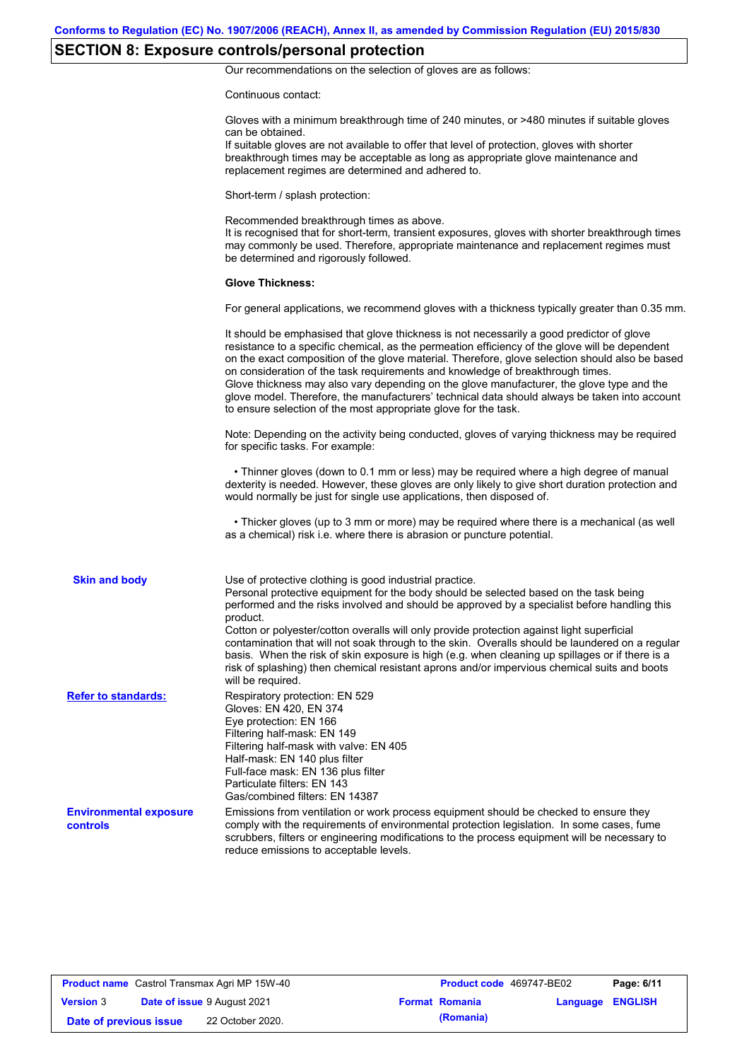## SECTION 8: Exposure controls/personal protection

Our recommendations on the selection of gloves are as follows:

Continuous contact:

Gloves with a minimum breakthrough time of 240 minutes, or >480 minutes if suitable gloves can be obtained.
If suitable gloves are not available to offer that level of protection, gloves with shorter breakthrough times may be acceptable as long as appropriate glove maintenance and replacement regimes are determined and adhered to.

Short-term / splash protection:

Recommended breakthrough times as above.
It is recognised that for short-term, transient exposures, gloves with shorter breakthrough times may commonly be used. Therefore, appropriate maintenance and replacement regimes must be determined and rigorously followed.

**Glove Thickness:**

For general applications, we recommend gloves with a thickness typically greater than 0.35 mm.

It should be emphasised that glove thickness is not necessarily a good predictor of glove resistance to a specific chemical, as the permeation efficiency of the glove will be dependent on the exact composition of the glove material. Therefore, glove selection should also be based on consideration of the task requirements and knowledge of breakthrough times.
Glove thickness may also vary depending on the glove manufacturer, the glove type and the glove model. Therefore, the manufacturers' technical data should always be taken into account to ensure selection of the most appropriate glove for the task.

Note: Depending on the activity being conducted, gloves of varying thickness may be required for specific tasks. For example:

• Thinner gloves (down to 0.1 mm or less) may be required where a high degree of manual dexterity is needed. However, these gloves are only likely to give short duration protection and would normally be just for single use applications, then disposed of.

• Thicker gloves (up to 3 mm or more) may be required where there is a mechanical (as well as a chemical) risk i.e. where there is abrasion or puncture potential.

**Skin and body**

Use of protective clothing is good industrial practice.
Personal protective equipment for the body should be selected based on the task being performed and the risks involved and should be approved by a specialist before handling this product.
Cotton or polyester/cotton overalls will only provide protection against light superficial contamination that will not soak through to the skin. Overalls should be laundered on a regular basis. When the risk of skin exposure is high (e.g. when cleaning up spillages or if there is a risk of splashing) then chemical resistant aprons and/or impervious chemical suits and boots will be required.

**Refer to standards:**

Respiratory protection: EN 529
Gloves: EN 420, EN 374
Eye protection: EN 166
Filtering half-mask: EN 149
Filtering half-mask with valve: EN 405
Half-mask: EN 140 plus filter
Full-face mask: EN 136 plus filter
Particulate filters: EN 143
Gas/combined filters: EN 14387

**Environmental exposure controls**

Emissions from ventilation or work process equipment should be checked to ensure they comply with the requirements of environmental protection legislation. In some cases, fume scrubbers, filters or engineering modifications to the process equipment will be necessary to reduce emissions to acceptable levels.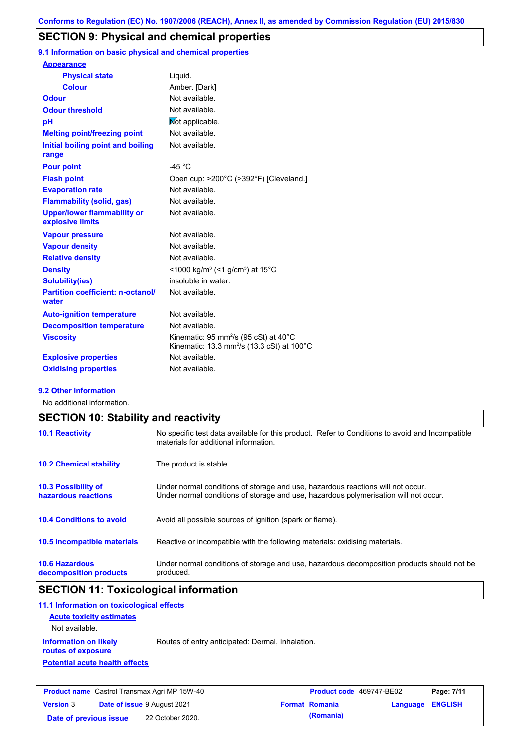Conforms to Regulation (EC) No. 1907/2006 (REACH), Annex II, as amended by Commission Regulation (EU) 2015/830

## SECTION 9: Physical and chemical properties

### 9.1 Information on basic physical and chemical properties

**Appearance**

| | |
|---|---|
| Physical state | Liquid. |
| Colour | Amber. [Dark] |
| Odour | Not available. |
| Odour threshold | Not available. |
| pH | Not applicable. |
| Melting point/freezing point | Not available. |
| Initial boiling point and boiling range | Not available. |
| Pour point | -45 °C |
| Flash point | Open cup: >200°C (>392°F) [Cleveland.] |
| Evaporation rate | Not available. |
| Flammability (solid, gas) | Not available. |
| Upper/lower flammability or explosive limits | Not available. |
| Vapour pressure | Not available. |
| Vapour density | Not available. |
| Relative density | Not available. |
| Density | <1000 kg/m³ (<1 g/cm³) at 15°C |
| Solubility(ies) | insoluble in water. |
| Partition coefficient: n-octanol/water | Not available. |
| Auto-ignition temperature | Not available. |
| Decomposition temperature | Not available. |
| Viscosity | Kinematic: 95 $mm^2/s$ (95 cSt) at 40°C<br>Kinematic: 13.3 $mm^2/s$ (13.3 cSt) at 100°C |
| Explosive properties | Not available. |
| Oxidising properties | Not available. |

### 9.2 Other information

No additional information.

## SECTION 10: Stability and reactivity

| | |
|---|---|
| 10.1 Reactivity | No specific test data available for this product. Refer to Conditions to avoid and Incompatible materials for additional information. |
| 10.2 Chemical stability | The product is stable. |
| 10.3 Possibility of hazardous reactions | Under normal conditions of storage and use, hazardous reactions will not occur.<br>Under normal conditions of storage and use, hazardous polymerisation will not occur. |
| 10.4 Conditions to avoid | Avoid all possible sources of ignition (spark or flame). |
| 10.5 Incompatible materials | Reactive or incompatible with the following materials: oxidising materials. |
| 10.6 Hazardous decomposition products | Under normal conditions of storage and use, hazardous decomposition products should not be produced. |

## SECTION 11: Toxicological information

### 11.1 Information on toxicological effects

**Acute toxicity estimates**

Not available.

**Information on likely routes of exposure**: Routes of entry anticipated: Dermal, Inhalation.

**Potential acute health effects**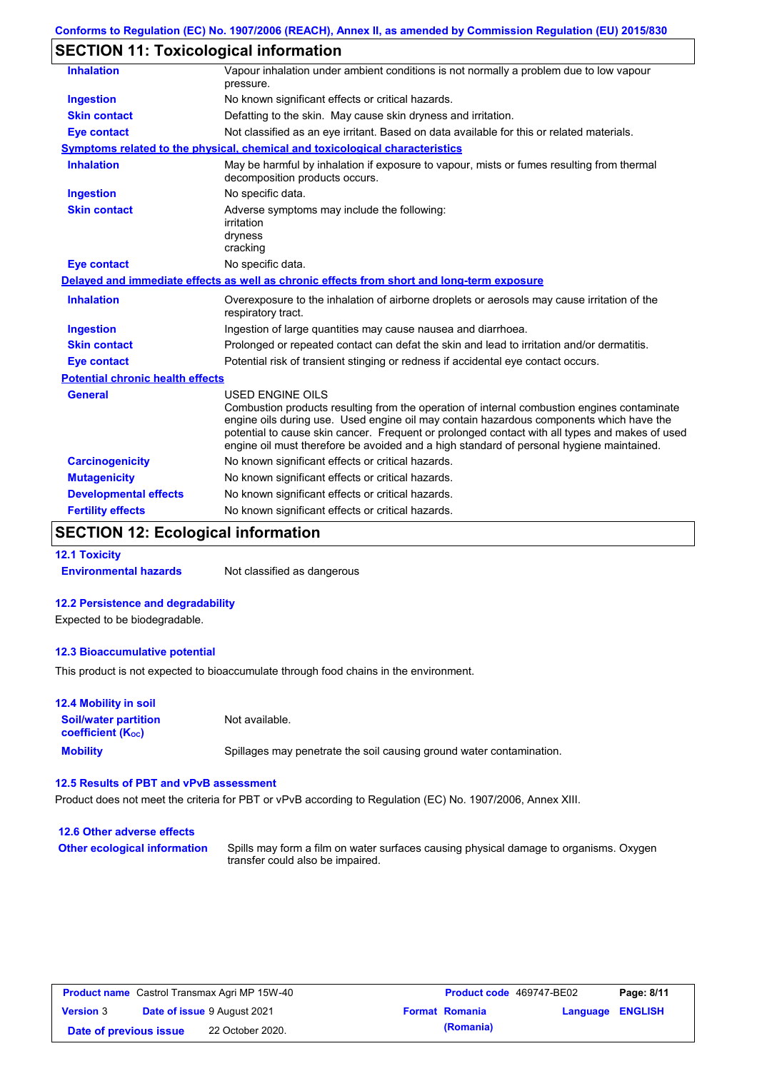## SECTION 11: Toxicological information

| | |
|---|---|
| **Inhalation** | Vapour inhalation under ambient conditions is not normally a problem due to low vapour pressure. |
| **Ingestion** | No known significant effects or critical hazards. |
| **Skin contact** | Defatting to the skin. May cause skin dryness and irritation. |
| **Eye contact** | Not classified as an eye irritant. Based on data available for this or related materials. |

**Symptoms related to the physical, chemical and toxicological characteristics**

| | |
|---|---|
| **Inhalation** | May be harmful by inhalation if exposure to vapour, mists or fumes resulting from thermal decomposition products occurs. |
| **Ingestion** | No specific data. |
| **Skin contact** | Adverse symptoms may include the following: irritation dryness cracking |
| **Eye contact** | No specific data. |

**Delayed and immediate effects as well as chronic effects from short and long-term exposure**

| | |
|---|---|
| **Inhalation** | Overexposure to the inhalation of airborne droplets or aerosols may cause irritation of the respiratory tract. |
| **Ingestion** | Ingestion of large quantities may cause nausea and diarrhoea. |
| **Skin contact** | Prolonged or repeated contact can defat the skin and lead to irritation and/or dermatitis. |
| **Eye contact** | Potential risk of transient stinging or redness if accidental eye contact occurs. |

**Potential chronic health effects**

| | |
|---|---|
| **General** | USED ENGINE OILS<br>Combustion products resulting from the operation of internal combustion engines contaminate engine oils during use. Used engine oil may contain hazardous components which have the potential to cause skin cancer. Frequent or prolonged contact with all types and makes of used engine oil must therefore be avoided and a high standard of personal hygiene maintained. |
| **Carcinogenicity** | No known significant effects or critical hazards. |
| **Mutagenicity** | No known significant effects or critical hazards. |
| **Developmental effects** | No known significant effects or critical hazards. |
| **Fertility effects** | No known significant effects or critical hazards. |

## SECTION 12: Ecological information

### 12.1 Toxicity

**Environmental hazards** Not classified as dangerous

### 12.2 Persistence and degradability

Expected to be biodegradable.

### 12.3 Bioaccumulative potential

This product is not expected to bioaccumulate through food chains in the environment.

### 12.4 Mobility in soil

| | |
|---|---|
| **Soil/water partition coefficient ($K_{OC}$)** | Not available. |
| **Mobility** | Spillages may penetrate the soil causing ground water contamination. |

### 12.5 Results of PBT and vPvB assessment

Product does not meet the criteria for PBT or vPvB according to Regulation (EC) No. 1907/2006, Annex XIII.

### 12.6 Other adverse effects

**Other ecological information** Spills may form a film on water surfaces causing physical damage to organisms. Oxygen transfer could also be impaired.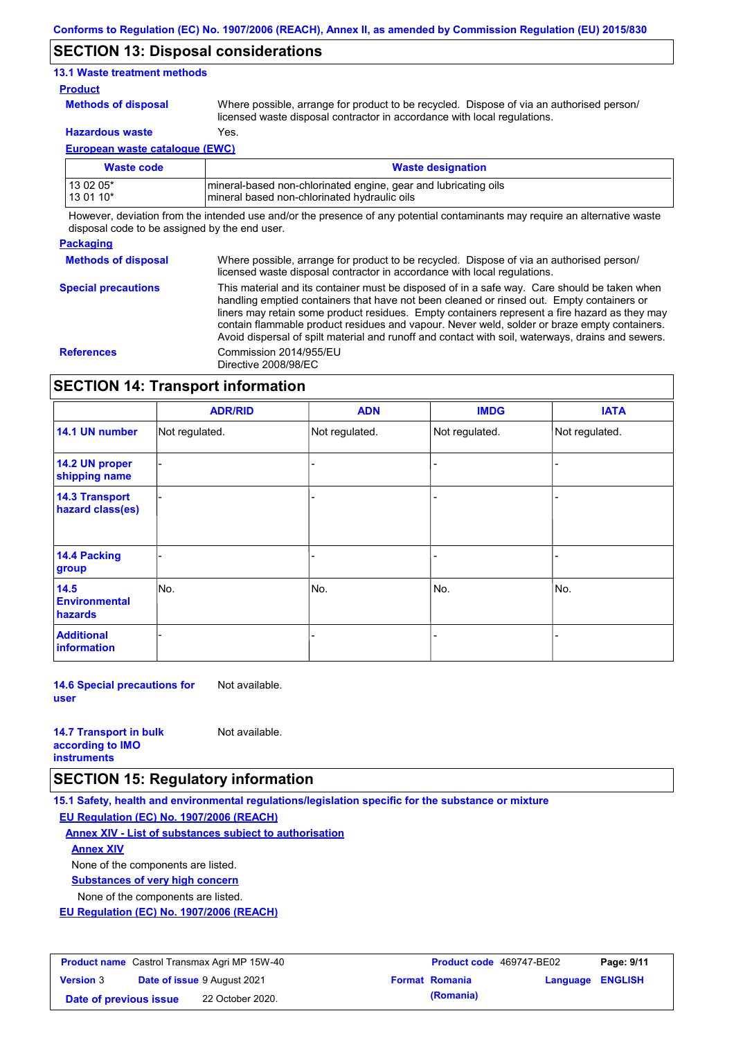## SECTION 13: Disposal considerations

### 13.1 Waste treatment methods

**Product**

**Methods of disposal** Where possible, arrange for product to be recycled. Dispose of via an authorised person/ licensed waste disposal contractor in accordance with local regulations.

**Hazardous waste** Yes.

**European waste catalogue (EWC)**

| Waste code | Waste designation |
|---|---|
| 13 02 05*<br>13 01 10* | mineral-based non-chlorinated engine, gear and lubricating oils<br>mineral based non-chlorinated hydraulic oils |

However, deviation from the intended use and/or the presence of any potential contaminants may require an alternative waste disposal code to be assigned by the end user.

**Packaging**

**Methods of disposal** Where possible, arrange for product to be recycled. Dispose of via an authorised person/ licensed waste disposal contractor in accordance with local regulations.

**Special precautions** This material and its container must be disposed of in a safe way. Care should be taken when handling emptied containers that have not been cleaned or rinsed out. Empty containers or liners may retain some product residues. Empty containers represent a fire hazard as they may contain flammable product residues and vapour. Never weld, solder or braze empty containers. Avoid dispersal of spilt material and runoff and contact with soil, waterways, drains and sewers.

**References** Commission 2014/955/EU
Directive 2008/98/EC

## SECTION 14: Transport information

| | ADR/RID | ADN | IMDG | IATA |
|---|---|---|---|---|
| 14.1 UN number | Not regulated. | Not regulated. | Not regulated. | Not regulated. |
| 14.2 UN proper shipping name | - | - | - | - |
| 14.3 Transport hazard class(es) | - | - | - | - |
| 14.4 Packing group | - | - | - | - |
| 14.5 Environmental hazards | No. | No. | No. | No. |
| Additional information | - | - | - | - |

**14.6 Special precautions for user** Not available.

**14.7 Transport in bulk according to IMO instruments** Not available.

## SECTION 15: Regulatory information

**15.1 Safety, health and environmental regulations/legislation specific for the substance or mixture**

**EU Regulation (EC) No. 1907/2006 (REACH)**

**Annex XIV - List of substances subject to authorisation**

**Annex XIV**

None of the components are listed.

**Substances of very high concern**

None of the components are listed.

**EU Regulation (EC) No. 1907/2006 (REACH)**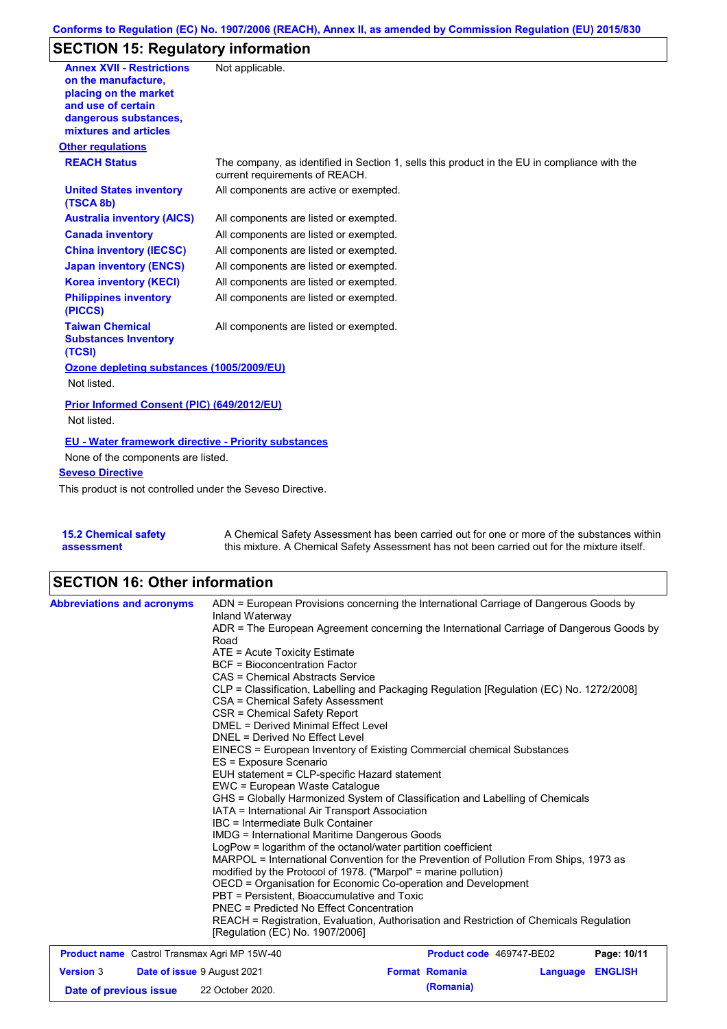## SECTION 15: Regulatory information

| | |
|---|---|
| **Annex XVII - Restrictions on the manufacture, placing on the market and use of certain dangerous substances, mixtures and articles** | Not applicable. |

**Other regulations**

| | |
|---|---|
| **REACH Status** | The company, as identified in Section 1, sells this product in the EU in compliance with the current requirements of REACH. |
| **United States inventory (TSCA 8b)** | All components are active or exempted. |
| **Australia inventory (AICS)** | All components are listed or exempted. |
| **Canada inventory** | All components are listed or exempted. |
| **China inventory (IECSC)** | All components are listed or exempted. |
| **Japan inventory (ENCS)** | All components are listed or exempted. |
| **Korea inventory (KECI)** | All components are listed or exempted. |
| **Philippines inventory (PICCS)** | All components are listed or exempted. |
| **Taiwan Chemical Substances Inventory (TCSI)** | All components are listed or exempted. |

**Ozone depleting substances (1005/2009/EU)**

Not listed.

**Prior Informed Consent (PIC) (649/2012/EU)**

Not listed.

**EU - Water framework directive - Priority substances**

None of the components are listed.

**Seveso Directive**

This product is not controlled under the Seveso Directive.

| | |
|---|---|
| **15.2 Chemical safety assessment** | A Chemical Safety Assessment has been carried out for one or more of the substances within this mixture. A Chemical Safety Assessment has not been carried out for the mixture itself. |

## SECTION 16: Other information

**Abbreviations and acronyms**

ADN = European Provisions concerning the International Carriage of Dangerous Goods by Inland Waterway
ADR = The European Agreement concerning the International Carriage of Dangerous Goods by Road
ATE = Acute Toxicity Estimate
BCF = Bioconcentration Factor
CAS = Chemical Abstracts Service
CLP = Classification, Labelling and Packaging Regulation [Regulation (EC) No. 1272/2008]
CSA = Chemical Safety Assessment
CSR = Chemical Safety Report
DMEL = Derived Minimal Effect Level
DNEL = Derived No Effect Level
EINECS = European Inventory of Existing Commercial chemical Substances
ES = Exposure Scenario
EUH statement = CLP-specific Hazard statement
EWC = European Waste Catalogue
GHS = Globally Harmonized System of Classification and Labelling of Chemicals
IATA = International Air Transport Association
IBC = Intermediate Bulk Container
IMDG = International Maritime Dangerous Goods
LogPow = logarithm of the octanol/water partition coefficient
MARPOL = International Convention for the Prevention of Pollution From Ships, 1973 as modified by the Protocol of 1978. ("Marpol" = marine pollution)
OECD = Organisation for Economic Co-operation and Development
PBT = Persistent, Bioaccumulative and Toxic
PNEC = Predicted No Effect Concentration
REACH = Registration, Evaluation, Authorisation and Restriction of Chemicals Regulation [Regulation (EC) No. 1907/2006]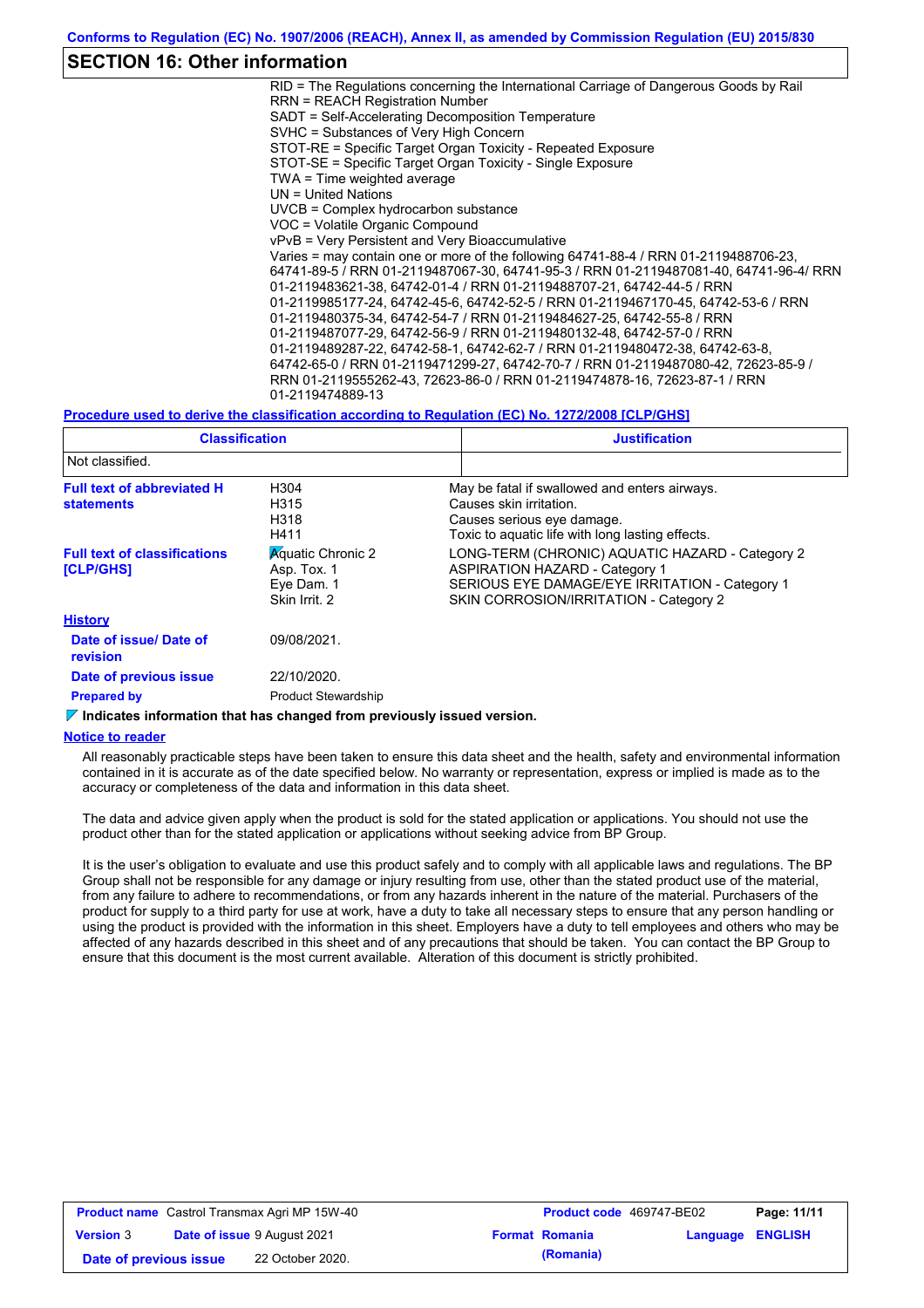Conforms to Regulation (EC) No. 1907/2006 (REACH), Annex II, as amended by Commission Regulation (EU) 2015/830

## SECTION 16: Other information

RID = The Regulations concerning the International Carriage of Dangerous Goods by Rail
RRN = REACH Registration Number
SADT = Self-Accelerating Decomposition Temperature
SVHC = Substances of Very High Concern
STOT-RE = Specific Target Organ Toxicity - Repeated Exposure
STOT-SE = Specific Target Organ Toxicity - Single Exposure
TWA = Time weighted average
UN = United Nations
UVCB = Complex hydrocarbon substance
VOC = Volatile Organic Compound
vPvB = Very Persistent and Very Bioaccumulative
Varies = may contain one or more of the following 64741-88-4 / RRN 01-2119488706-23, 64741-89-5 / RRN 01-2119487067-30, 64741-95-3 / RRN 01-2119487081-40, 64741-96-4/ RRN 01-2119483621-38, 64742-01-4 / RRN 01-2119488707-21, 64742-44-5 / RRN 01-2119985177-24, 64742-45-6, 64742-52-5 / RRN 01-2119467170-45, 64742-53-6 / RRN 01-2119480375-34, 64742-54-7 / RRN 01-2119484627-25, 64742-55-8 / RRN 01-2119487077-29, 64742-56-9 / RRN 01-2119480132-48, 64742-57-0 / RRN 01-2119489287-22, 64742-58-1, 64742-62-7 / RRN 01-2119480472-38, 64742-63-8, 64742-65-0 / RRN 01-2119471299-27, 64742-70-7 / RRN 01-2119487080-42, 72623-85-9 / RRN 01-2119555262-43, 72623-86-0 / RRN 01-2119474878-16, 72623-87-1 / RRN 01-2119474889-13

**Procedure used to derive the classification according to Regulation (EC) No. 1272/2008 [CLP/GHS]**

| Classification | Justification |
|---|---|
| Not classified. | |

**Full text of abbreviated H statements**

| | |
|---|---|
| H304 | May be fatal if swallowed and enters airways. |
| H315 | Causes skin irritation. |
| H318 | Causes serious eye damage. |
| H411 | Toxic to aquatic life with long lasting effects. |

**Full text of classifications [CLP/GHS]**

| | |
|---|---|
| Aquatic Chronic 2 | LONG-TERM (CHRONIC) AQUATIC HAZARD - Category 2 |
| Asp. Tox. 1 | ASPIRATION HAZARD - Category 1 |
| Eye Dam. 1 | SERIOUS EYE DAMAGE/EYE IRRITATION - Category 1 |
| Skin Irrit. 2 | SKIN CORROSION/IRRITATION - Category 2 |

**History**

**Date of issue/ Date of revision** 09/08/2021.

**Date of previous issue** 22/10/2020.

**Prepared by** Product Stewardship

**Indicates information that has changed from previously issued version.**

**Notice to reader**

All reasonably practicable steps have been taken to ensure this data sheet and the health, safety and environmental information contained in it is accurate as of the date specified below. No warranty or representation, express or implied is made as to the accuracy or completeness of the data and information in this data sheet.

The data and advice given apply when the product is sold for the stated application or applications. You should not use the product other than for the stated application or applications without seeking advice from BP Group.

It is the user's obligation to evaluate and use this product safely and to comply with all applicable laws and regulations. The BP Group shall not be responsible for any damage or injury resulting from use, other than the stated product use of the material, from any failure to adhere to recommendations, or from any hazards inherent in the nature of the material. Purchasers of the product for supply to a third party for use at work, have a duty to take all necessary steps to ensure that any person handling or using the product is provided with the information in this sheet. Employers have a duty to tell employees and others who may be affected of any hazards described in this sheet and of any precautions that should be taken. You can contact the BP Group to ensure that this document is the most current available. Alteration of this document is strictly prohibited.